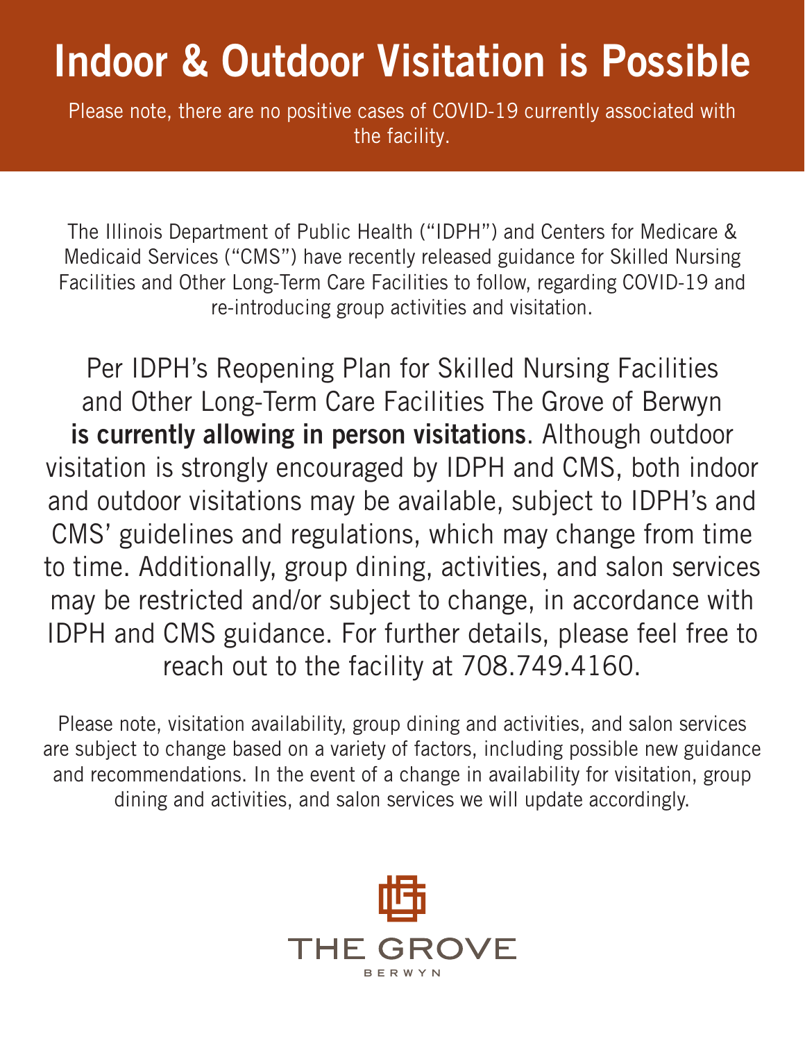# Indoor & Outdoor Visitation is Possible

Please note, there are no positive cases of COVID-19 currently associated with the facility.

The Illinois Department of Public Health ("IDPH") and Centers for Medicare & Medicaid Services ("CMS") have recently released guidance for Skilled Nursing Facilities and Other Long-Term Care Facilities to follow, regarding COVID-19 and re-introducing group activities and visitation.

Per IDPH's Reopening Plan for Skilled Nursing Facilities and Other Long-Term Care Facilities The Grove of Berwyn **is currently allowing in person visitations**. Although outdoor visitation is strongly encouraged by IDPH and CMS, both indoor and outdoor visitations may be available, subject to IDPH's and CMS' guidelines and regulations, which may change from time to time. Additionally, group dining, activities, and salon services may be restricted and/or subject to change, in accordance with IDPH and CMS guidance. For further details, please feel free to reach out to the facility at 708.749.4160.

Please note, visitation availability, group dining and activities, and salon services are subject to change based on a variety of factors, including possible new guidance and recommendations. In the event of a change in availability for visitation, group dining and activities, and salon services we will update accordingly.

THE GROVE

BERWYN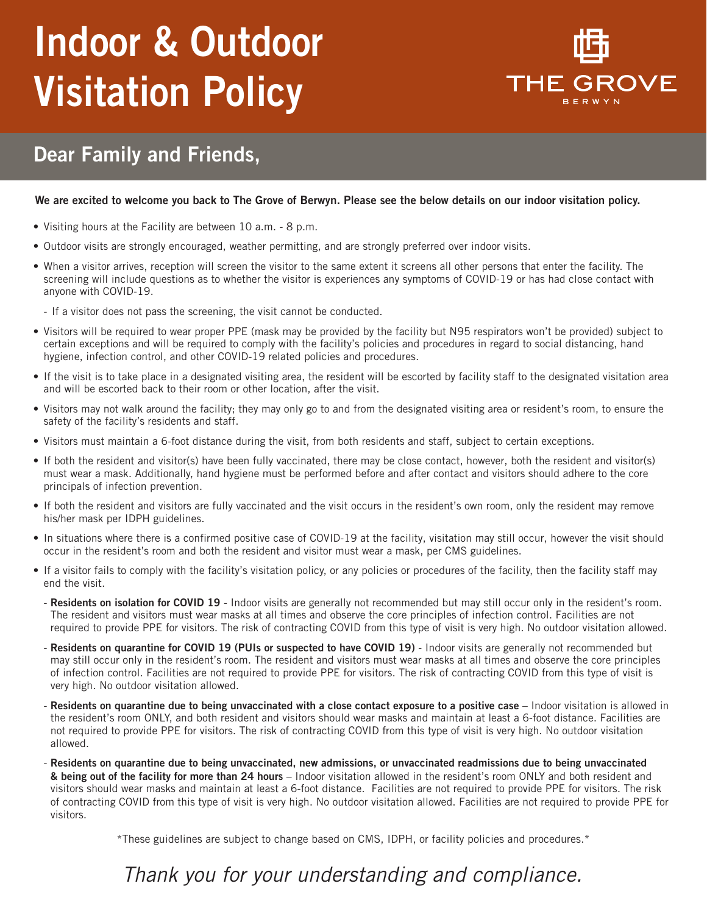# Indoor & Outdoor Visitation Policy

THE GROVE
BERWYN

## Dear Family and Friends,

**We are excited to welcome you back to The Grove of Berwyn. Please see the below details on our indoor visitation policy.**

- Visiting hours at the Facility are between 10 a.m. - 8 p.m.
- Outdoor visits are strongly encouraged, weather permitting, and are strongly preferred over indoor visits.
- When a visitor arrives, reception will screen the visitor to the same extent it screens all other persons that enter the facility. The screening will include questions as to whether the visitor is experiences any symptoms of COVID-19 or has had close contact with anyone with COVID-19.
  - If a visitor does not pass the screening, the visit cannot be conducted.
- Visitors will be required to wear proper PPE (mask may be provided by the facility but N95 respirators won't be provided) subject to certain exceptions and will be required to comply with the facility's policies and procedures in regard to social distancing, hand hygiene, infection control, and other COVID-19 related policies and procedures.
- If the visit is to take place in a designated visiting area, the resident will be escorted by facility staff to the designated visitation area and will be escorted back to their room or other location, after the visit.
- Visitors may not walk around the facility; they may only go to and from the designated visiting area or resident's room, to ensure the safety of the facility's residents and staff.
- Visitors must maintain a 6-foot distance during the visit, from both residents and staff, subject to certain exceptions.
- If both the resident and visitor(s) have been fully vaccinated, there may be close contact, however, both the resident and visitor(s) must wear a mask. Additionally, hand hygiene must be performed before and after contact and visitors should adhere to the core principals of infection prevention.
- If both the resident and visitors are fully vaccinated and the visit occurs in the resident's own room, only the resident may remove his/her mask per IDPH guidelines.
- In situations where there is a confirmed positive case of COVID-19 at the facility, visitation may still occur, however the visit should occur in the resident's room and both the resident and visitor must wear a mask, per CMS guidelines.
- If a visitor fails to comply with the facility's visitation policy, or any policies or procedures of the facility, then the facility staff may end the visit.
  - **Residents on isolation for COVID 19** - Indoor visits are generally not recommended but may still occur only in the resident's room. The resident and visitors must wear masks at all times and observe the core principles of infection control. Facilities are not required to provide PPE for visitors. The risk of contracting COVID from this type of visit is very high. No outdoor visitation allowed.
  - **Residents on quarantine for COVID 19 (PUIs or suspected to have COVID 19)** - Indoor visits are generally not recommended but may still occur only in the resident's room. The resident and visitors must wear masks at all times and observe the core principles of infection control. Facilities are not required to provide PPE for visitors. The risk of contracting COVID from this type of visit is very high. No outdoor visitation allowed.
  - **Residents on quarantine due to being unvaccinated with a close contact exposure to a positive case** – Indoor visitation is allowed in the resident's room ONLY, and both resident and visitors should wear masks and maintain at least a 6-foot distance. Facilities are not required to provide PPE for visitors. The risk of contracting COVID from this type of visit is very high. No outdoor visitation allowed.
  - **Residents on quarantine due to being unvaccinated, new admissions, or unvaccinated readmissions due to being unvaccinated & being out of the facility for more than 24 hours** – Indoor visitation allowed in the resident's room ONLY and both resident and visitors should wear masks and maintain at least a 6-foot distance. Facilities are not required to provide PPE for visitors. The risk of contracting COVID from this type of visit is very high. No outdoor visitation allowed. Facilities are not required to provide PPE for visitors.

*These guidelines are subject to change based on CMS, IDPH, or facility policies and procedures.*

*Thank you for your understanding and compliance.*